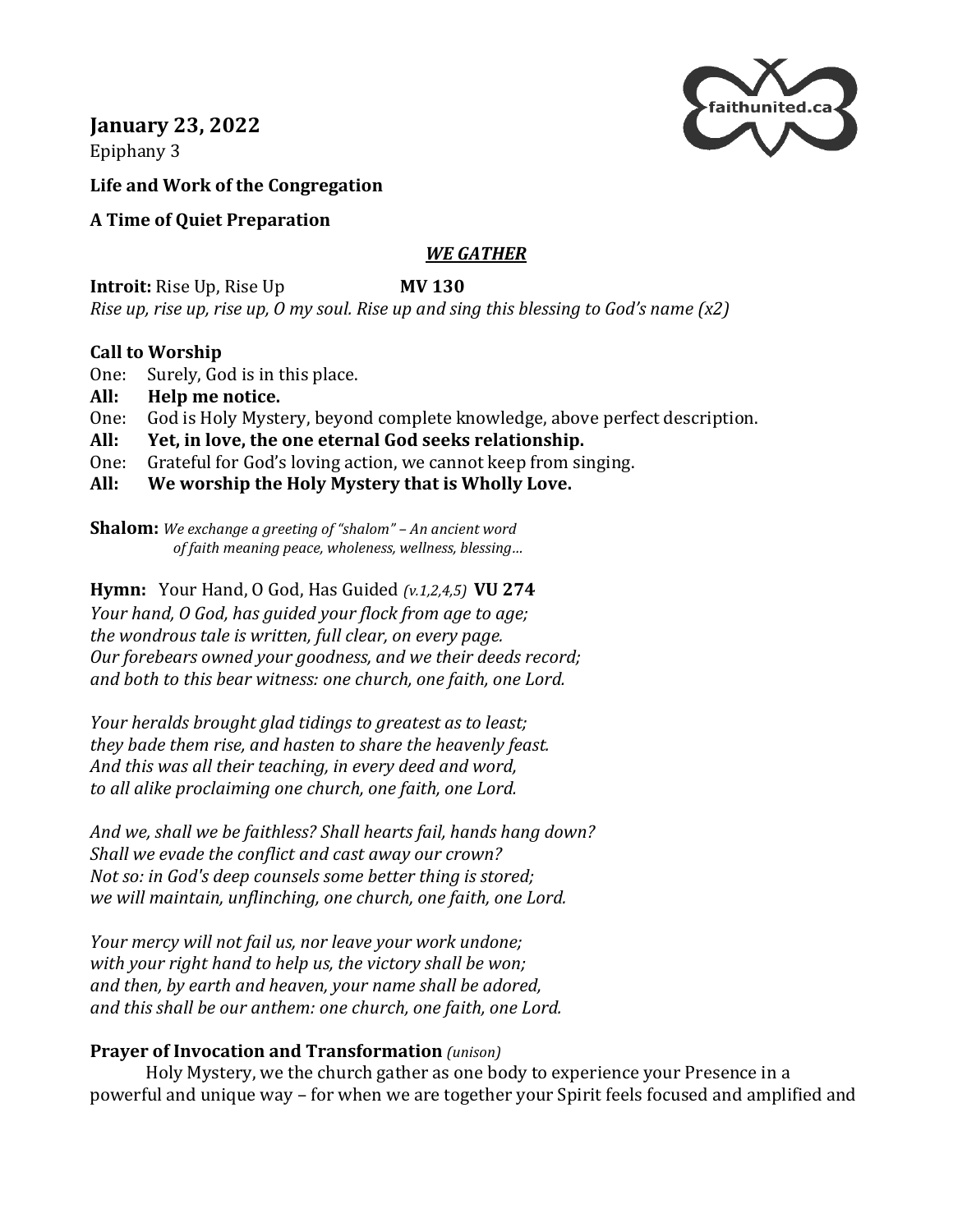**January 23, 2022**
Epiphany 3

faithunited.ca

**Life and Work of the Congregation**

**A Time of Quiet Preparation**

***WE GATHER***

**Introit:** Rise Up, Rise Up **MV 130**
*Rise up, rise up, rise up, O my soul. Rise up and sing this blessing to God's name (x2)*

**Call to Worship**
One: Surely, God is in this place.
**All: Help me notice.**
One: God is Holy Mystery, beyond complete knowledge, above perfect description.
**All: Yet, in love, the one eternal God seeks relationship.**
One: Grateful for God's loving action, we cannot keep from singing.
**All: We worship the Holy Mystery that is Wholly Love.**

**Shalom:** *We exchange a greeting of "shalom" – An ancient word of faith meaning peace, wholeness, wellness, blessing…*

**Hymn:** Your Hand, O God, Has Guided *(v.1,2,4,5)* **VU 274**
*Your hand, O God, has guided your flock from age to age;*
*the wondrous tale is written, full clear, on every page.*
*Our forebears owned your goodness, and we their deeds record;*
*and both to this bear witness: one church, one faith, one Lord.*

*Your heralds brought glad tidings to greatest as to least;*
*they bade them rise, and hasten to share the heavenly feast.*
*And this was all their teaching, in every deed and word,*
*to all alike proclaiming one church, one faith, one Lord.*

*And we, shall we be faithless? Shall hearts fail, hands hang down?*
*Shall we evade the conflict and cast away our crown?*
*Not so: in God's deep counsels some better thing is stored;*
*we will maintain, unflinching, one church, one faith, one Lord.*

*Your mercy will not fail us, nor leave your work undone;*
*with your right hand to help us, the victory shall be won;*
*and then, by earth and heaven, your name shall be adored,*
*and this shall be our anthem: one church, one faith, one Lord.*

**Prayer of Invocation and Transformation** *(unison)*
Holy Mystery, we the church gather as one body to experience your Presence in a powerful and unique way – for when we are together your Spirit feels focused and amplified and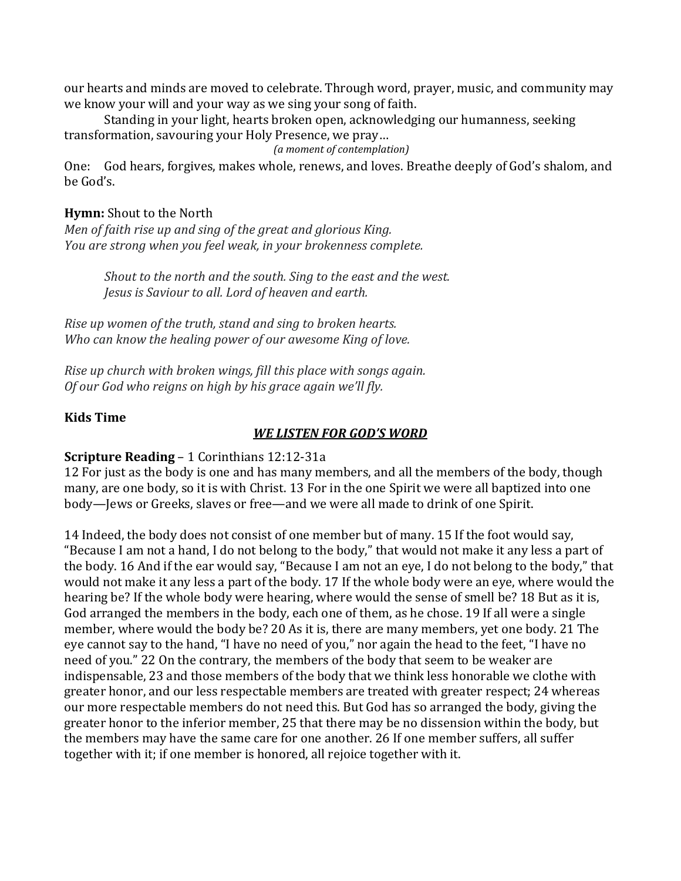our hearts and minds are moved to celebrate. Through word, prayer, music, and community may we know your will and your way as we sing your song of faith.

Standing in your light, hearts broken open, acknowledging our humanness, seeking transformation, savouring your Holy Presence, we pray…

*(a moment of contemplation)*

One: God hears, forgives, makes whole, renews, and loves. Breathe deeply of God's shalom, and be God's.

**Hymn:** Shout to the North

*Men of faith rise up and sing of the great and glorious King.*
*You are strong when you feel weak, in your brokenness complete.*

> *Shout to the north and the south. Sing to the east and the west.*
> *Jesus is Saviour to all. Lord of heaven and earth.*

*Rise up women of the truth, stand and sing to broken hearts.*
*Who can know the healing power of our awesome King of love.*

*Rise up church with broken wings, fill this place with songs again.*
*Of our God who reigns on high by his grace again we'll fly.*

**Kids Time**

## ***WE LISTEN FOR GOD'S WORD***

**Scripture Reading** – 1 Corinthians 12:12-31a

12 For just as the body is one and has many members, and all the members of the body, though many, are one body, so it is with Christ. 13 For in the one Spirit we were all baptized into one body—Jews or Greeks, slaves or free—and we were all made to drink of one Spirit.

14 Indeed, the body does not consist of one member but of many. 15 If the foot would say, "Because I am not a hand, I do not belong to the body," that would not make it any less a part of the body. 16 And if the ear would say, "Because I am not an eye, I do not belong to the body," that would not make it any less a part of the body. 17 If the whole body were an eye, where would the hearing be? If the whole body were hearing, where would the sense of smell be? 18 But as it is, God arranged the members in the body, each one of them, as he chose. 19 If all were a single member, where would the body be? 20 As it is, there are many members, yet one body. 21 The eye cannot say to the hand, "I have no need of you," nor again the head to the feet, "I have no need of you." 22 On the contrary, the members of the body that seem to be weaker are indispensable, 23 and those members of the body that we think less honorable we clothe with greater honor, and our less respectable members are treated with greater respect; 24 whereas our more respectable members do not need this. But God has so arranged the body, giving the greater honor to the inferior member, 25 that there may be no dissension within the body, but the members may have the same care for one another. 26 If one member suffers, all suffer together with it; if one member is honored, all rejoice together with it.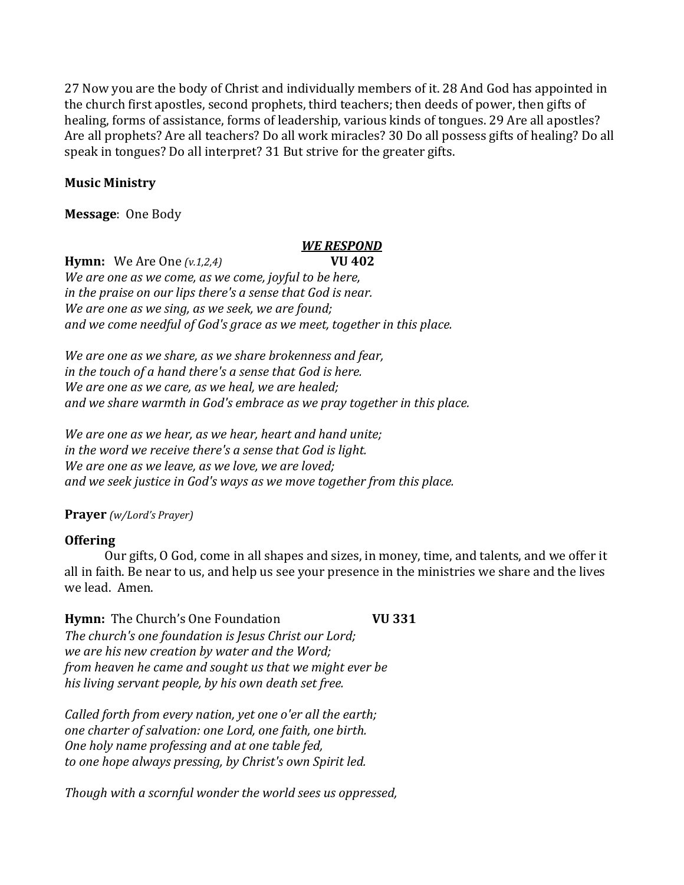27 Now you are the body of Christ and individually members of it. 28 And God has appointed in the church first apostles, second prophets, third teachers; then deeds of power, then gifts of healing, forms of assistance, forms of leadership, various kinds of tongues. 29 Are all apostles? Are all prophets? Are all teachers? Do all work miracles? 30 Do all possess gifts of healing? Do all speak in tongues? Do all interpret? 31 But strive for the greater gifts.

**Music Ministry**

**Message**: One Body

## *WE RESPOND*

**Hymn:** We Are One *(v.1,2,4)* **VU 402**

*We are one as we come, as we come, joyful to be here,*
*in the praise on our lips there's a sense that God is near.*
*We are one as we sing, as we seek, we are found;*
*and we come needful of God's grace as we meet, together in this place.*

*We are one as we share, as we share brokenness and fear,*
*in the touch of a hand there's a sense that God is here.*
*We are one as we care, as we heal, we are healed;*
*and we share warmth in God's embrace as we pray together in this place.*

*We are one as we hear, as we hear, heart and hand unite;*
*in the word we receive there's a sense that God is light.*
*We are one as we leave, as we love, we are loved;*
*and we seek justice in God's ways as we move together from this place.*

**Prayer** *(w/Lord's Prayer)*

**Offering**

Our gifts, O God, come in all shapes and sizes, in money, time, and talents, and we offer it all in faith. Be near to us, and help us see your presence in the ministries we share and the lives we lead. Amen.

**Hymn:** The Church's One Foundation **VU 331**

*The church's one foundation is Jesus Christ our Lord;*
*we are his new creation by water and the Word;*
*from heaven he came and sought us that we might ever be*
*his living servant people, by his own death set free.*

*Called forth from every nation, yet one o'er all the earth;*
*one charter of salvation: one Lord, one faith, one birth.*
*One holy name professing and at one table fed,*
*to one hope always pressing, by Christ's own Spirit led.*

*Though with a scornful wonder the world sees us oppressed,*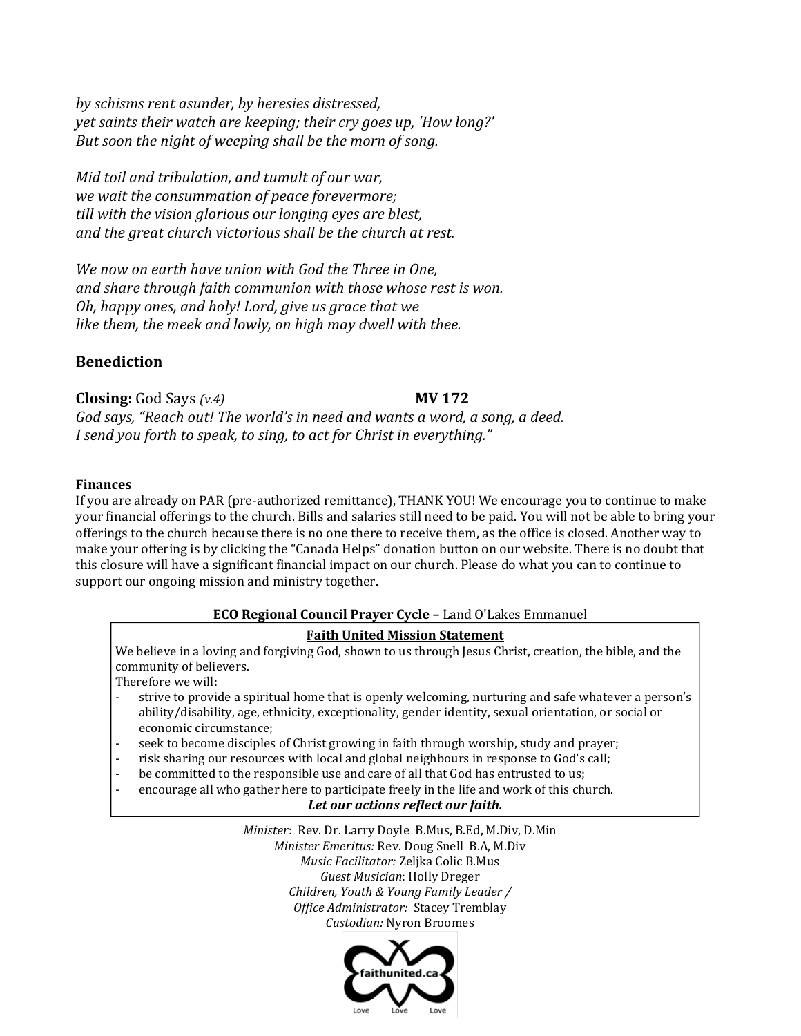*by schisms rent asunder, by heresies distressed,*
*yet saints their watch are keeping; their cry goes up, 'How long?'*
*But soon the night of weeping shall be the morn of song.*

*Mid toil and tribulation, and tumult of our war,*
*we wait the consummation of peace forevermore;*
*till with the vision glorious our longing eyes are blest,*
*and the great church victorious shall be the church at rest.*

*We now on earth have union with God the Three in One,*
*and share through faith communion with those whose rest is won.*
*Oh, happy ones, and holy! Lord, give us grace that we*
*like them, the meek and lowly, on high may dwell with thee.*

### Benediction

**Closing:** God Says *(v.4)* **MV 172**
*God says, "Reach out! The world's in need and wants a word, a song, a deed.*
*I send you forth to speak, to sing, to act for Christ in everything."*

**Finances**
If you are already on PAR (pre-authorized remittance), THANK YOU! We encourage you to continue to make your financial offerings to the church. Bills and salaries still need to be paid. You will not be able to bring your offerings to the church because there is no one there to receive them, as the office is closed. Another way to make your offering is by clicking the "Canada Helps" donation button on our website. There is no doubt that this closure will have a significant financial impact on our church. Please do what you can to continue to support our ongoing mission and ministry together.

**ECO Regional Council Prayer Cycle –** Land O'Lakes Emmanuel

**Faith United Mission Statement**

We believe in a loving and forgiving God, shown to us through Jesus Christ, creation, the bible, and the community of believers.
Therefore we will:

- strive to provide a spiritual home that is openly welcoming, nurturing and safe whatever a person's ability/disability, age, ethnicity, exceptionality, gender identity, sexual orientation, or social or economic circumstance;
- seek to become disciples of Christ growing in faith through worship, study and prayer;
- risk sharing our resources with local and global neighbours in response to God's call;
- be committed to the responsible use and care of all that God has entrusted to us;
- encourage all who gather here to participate freely in the life and work of this church.

***Let our actions reflect our faith.***

*Minister*: Rev. Dr. Larry Doyle B.Mus, B.Ed, M.Div, D.Min
*Minister Emeritus:* Rev. Doug Snell B.A, M.Div
*Music Facilitator:* Zeljka Colic B.Mus
*Guest Musician*: Holly Dreger
*Children, Youth & Young Family Leader /*
*Office Administrator:* Stacey Tremblay
*Custodian:* Nyron Broomes

faithunited.ca
Love Love Love